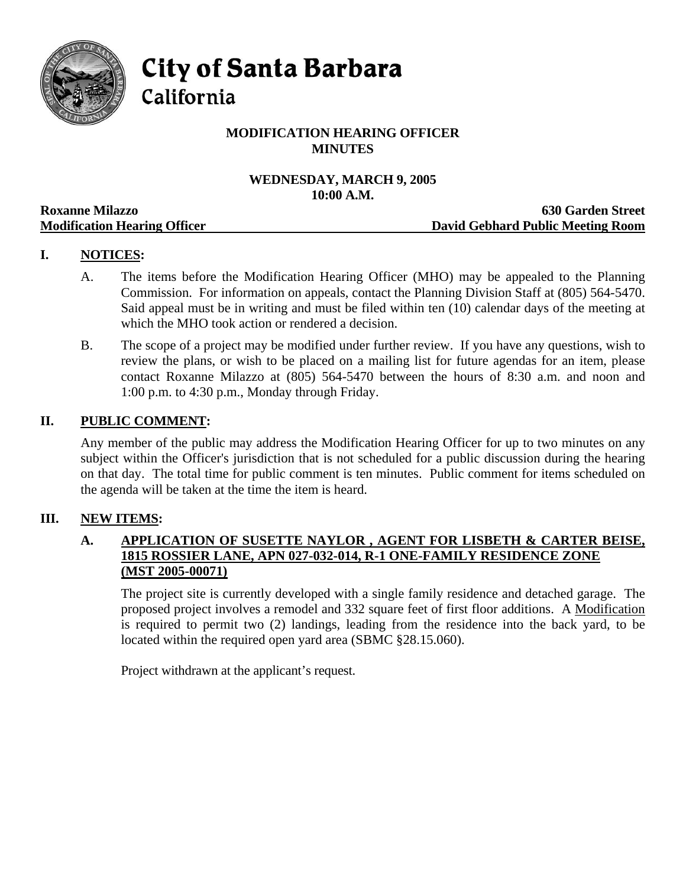# City of Santa Barbara
## California

**MODIFICATION HEARING OFFICER**
**MINUTES**

**WEDNESDAY, MARCH 9, 2005**
**10:00 A.M.**

**Roxanne Milazzo** — **630 Garden Street**
**Modification Hearing Officer** — **David Gebhard Public Meeting Room**

## I. NOTICES:

A. The items before the Modification Hearing Officer (MHO) may be appealed to the Planning Commission. For information on appeals, contact the Planning Division Staff at (805) 564-5470. Said appeal must be in writing and must be filed within ten (10) calendar days of the meeting at which the MHO took action or rendered a decision.

B. The scope of a project may be modified under further review. If you have any questions, wish to review the plans, or wish to be placed on a mailing list for future agendas for an item, please contact Roxanne Milazzo at (805) 564-5470 between the hours of 8:30 a.m. and noon and 1:00 p.m. to 4:30 p.m., Monday through Friday.

## II. PUBLIC COMMENT:

Any member of the public may address the Modification Hearing Officer for up to two minutes on any subject within the Officer's jurisdiction that is not scheduled for a public discussion during the hearing on that day. The total time for public comment is ten minutes. Public comment for items scheduled on the agenda will be taken at the time the item is heard.

## III. NEW ITEMS:

### A. APPLICATION OF SUSETTE NAYLOR , AGENT FOR LISBETH & CARTER BEISE, 1815 ROSSIER LANE, APN 027-032-014, R-1 ONE-FAMILY RESIDENCE ZONE (MST 2005-00071)

The project site is currently developed with a single family residence and detached garage. The proposed project involves a remodel and 332 square feet of first floor additions. A Modification is required to permit two (2) landings, leading from the residence into the back yard, to be located within the required open yard area (SBMC §28.15.060).

Project withdrawn at the applicant's request.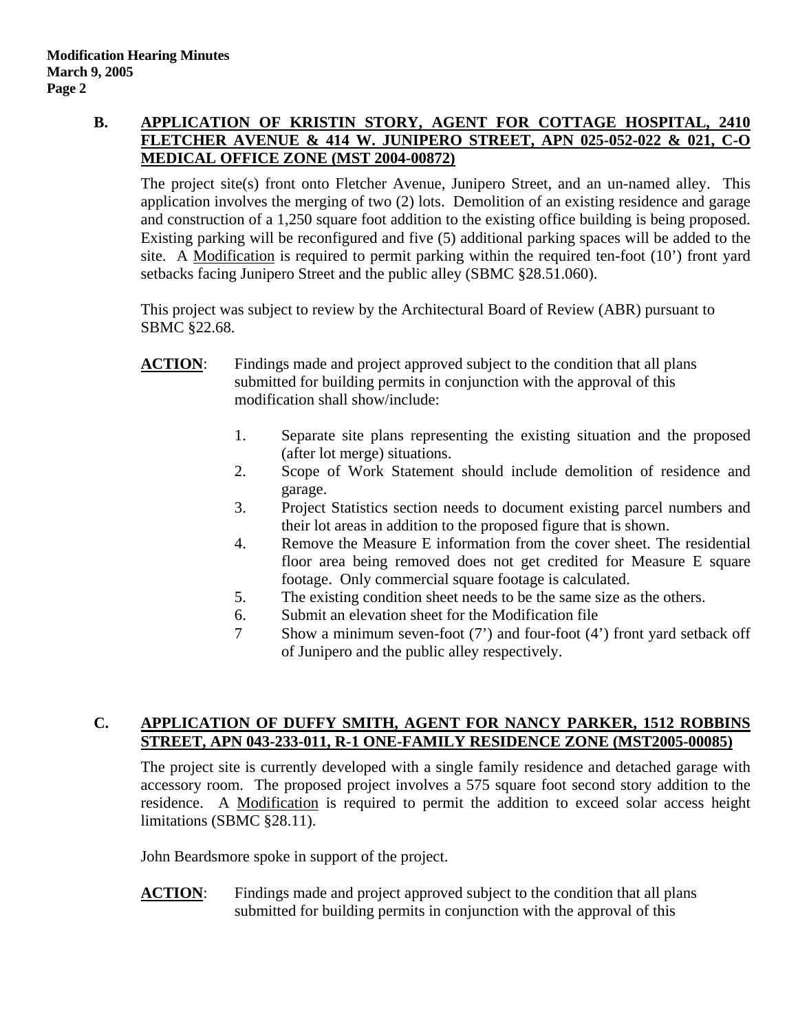### B. APPLICATION OF KRISTIN STORY, AGENT FOR COTTAGE HOSPITAL, 2410 FLETCHER AVENUE & 414 W. JUNIPERO STREET, APN 025-052-022 & 021, C-O MEDICAL OFFICE ZONE (MST 2004-00872)

The project site(s) front onto Fletcher Avenue, Junipero Street, and an un-named alley. This application involves the merging of two (2) lots. Demolition of an existing residence and garage and construction of a 1,250 square foot addition to the existing office building is being proposed. Existing parking will be reconfigured and five (5) additional parking spaces will be added to the site. A Modification is required to permit parking within the required ten-foot (10') front yard setbacks facing Junipero Street and the public alley (SBMC §28.51.060).

This project was subject to review by the Architectural Board of Review (ABR) pursuant to SBMC §22.68.

**ACTION**: Findings made and project approved subject to the condition that all plans submitted for building permits in conjunction with the approval of this modification shall show/include:

1. Separate site plans representing the existing situation and the proposed (after lot merge) situations.
2. Scope of Work Statement should include demolition of residence and garage.
3. Project Statistics section needs to document existing parcel numbers and their lot areas in addition to the proposed figure that is shown.
4. Remove the Measure E information from the cover sheet. The residential floor area being removed does not get credited for Measure E square footage. Only commercial square footage is calculated.
5. The existing condition sheet needs to be the same size as the others.
6. Submit an elevation sheet for the Modification file
7. Show a minimum seven-foot (7') and four-foot (4') front yard setback off of Junipero and the public alley respectively.

### C. APPLICATION OF DUFFY SMITH, AGENT FOR NANCY PARKER, 1512 ROBBINS STREET, APN 043-233-011, R-1 ONE-FAMILY RESIDENCE ZONE (MST2005-00085)

The project site is currently developed with a single family residence and detached garage with accessory room. The proposed project involves a 575 square foot second story addition to the residence. A Modification is required to permit the addition to exceed solar access height limitations (SBMC §28.11).

John Beardsmore spoke in support of the project.

**ACTION**: Findings made and project approved subject to the condition that all plans submitted for building permits in conjunction with the approval of this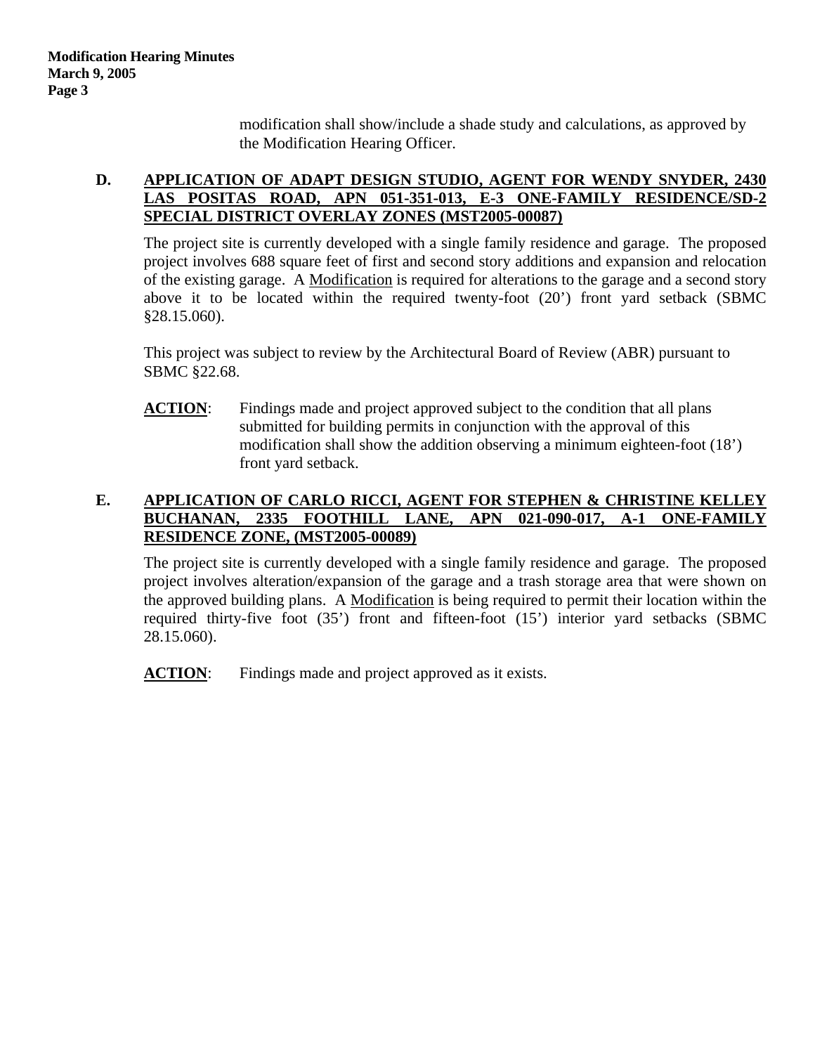modification shall show/include a shade study and calculations, as approved by the Modification Hearing Officer.

**D. APPLICATION OF ADAPT DESIGN STUDIO, AGENT FOR WENDY SNYDER, 2430 LAS POSITAS ROAD, APN 051-351-013, E-3 ONE-FAMILY RESIDENCE/SD-2 SPECIAL DISTRICT OVERLAY ZONES (MST2005-00087)**

The project site is currently developed with a single family residence and garage. The proposed project involves 688 square feet of first and second story additions and expansion and relocation of the existing garage. A Modification is required for alterations to the garage and a second story above it to be located within the required twenty-foot (20') front yard setback (SBMC §28.15.060).

This project was subject to review by the Architectural Board of Review (ABR) pursuant to SBMC §22.68.

**ACTION**: Findings made and project approved subject to the condition that all plans submitted for building permits in conjunction with the approval of this modification shall show the addition observing a minimum eighteen-foot (18') front yard setback.

**E. APPLICATION OF CARLO RICCI, AGENT FOR STEPHEN & CHRISTINE KELLEY BUCHANAN, 2335 FOOTHILL LANE, APN 021-090-017, A-1 ONE-FAMILY RESIDENCE ZONE, (MST2005-00089)**

The project site is currently developed with a single family residence and garage. The proposed project involves alteration/expansion of the garage and a trash storage area that were shown on the approved building plans. A Modification is being required to permit their location within the required thirty-five foot (35') front and fifteen-foot (15') interior yard setbacks (SBMC 28.15.060).

**ACTION**: Findings made and project approved as it exists.